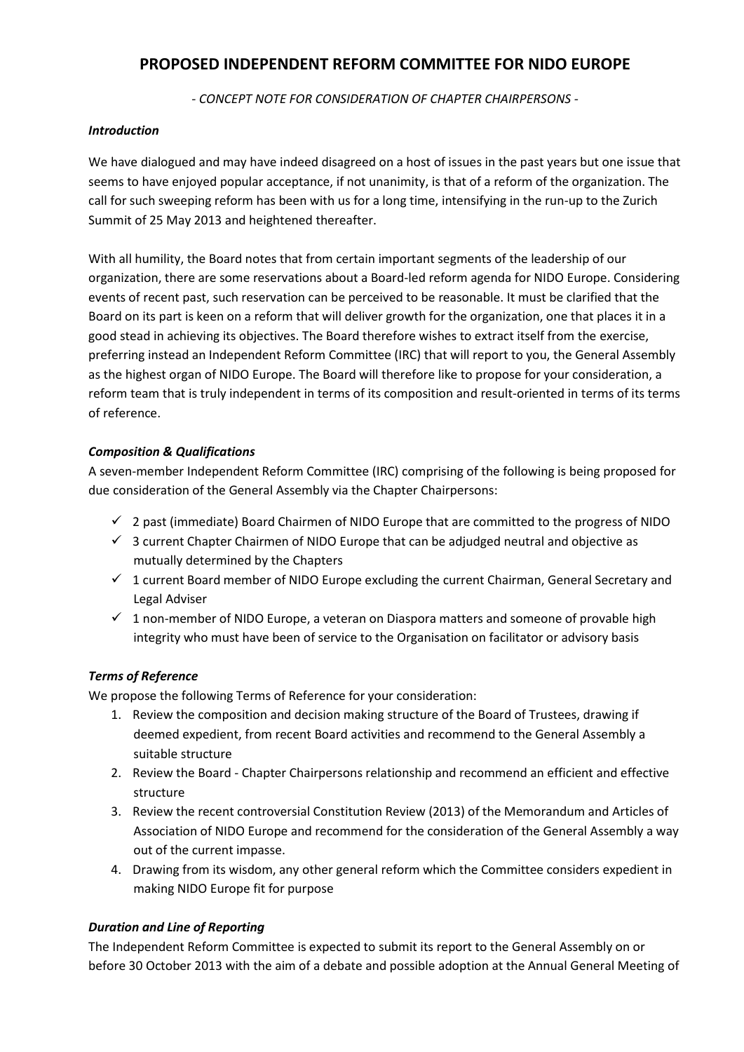# PROPOSED INDEPENDENT REFORM COMMITTEE FOR NIDO EUROPE

*- CONCEPT NOTE FOR CONSIDERATION OF CHAPTER CHAIRPERSONS -*

***Introduction***

We have dialogued and may have indeed disagreed on a host of issues in the past years but one issue that seems to have enjoyed popular acceptance, if not unanimity, is that of a reform of the organization. The call for such sweeping reform has been with us for a long time, intensifying in the run-up to the Zurich Summit of 25 May 2013 and heightened thereafter.

With all humility, the Board notes that from certain important segments of the leadership of our organization, there are some reservations about a Board-led reform agenda for NIDO Europe. Considering events of recent past, such reservation can be perceived to be reasonable. It must be clarified that the Board on its part is keen on a reform that will deliver growth for the organization, one that places it in a good stead in achieving its objectives. The Board therefore wishes to extract itself from the exercise, preferring instead an Independent Reform Committee (IRC) that will report to you, the General Assembly as the highest organ of NIDO Europe. The Board will therefore like to propose for your consideration, a reform team that is truly independent in terms of its composition and result-oriented in terms of its terms of reference.

***Composition & Qualifications***

A seven-member Independent Reform Committee (IRC) comprising of the following is being proposed for due consideration of the General Assembly via the Chapter Chairpersons:

- ✓ 2 past (immediate) Board Chairmen of NIDO Europe that are committed to the progress of NIDO
- ✓ 3 current Chapter Chairmen of NIDO Europe that can be adjudged neutral and objective as mutually determined by the Chapters
- ✓ 1 current Board member of NIDO Europe excluding the current Chairman, General Secretary and Legal Adviser
- ✓ 1 non-member of NIDO Europe, a veteran on Diaspora matters and someone of provable high integrity who must have been of service to the Organisation on facilitator or advisory basis

***Terms of Reference***

We propose the following Terms of Reference for your consideration:

1. Review the composition and decision making structure of the Board of Trustees, drawing if deemed expedient, from recent Board activities and recommend to the General Assembly a suitable structure
2. Review the Board - Chapter Chairpersons relationship and recommend an efficient and effective structure
3. Review the recent controversial Constitution Review (2013) of the Memorandum and Articles of Association of NIDO Europe and recommend for the consideration of the General Assembly a way out of the current impasse.
4. Drawing from its wisdom, any other general reform which the Committee considers expedient in making NIDO Europe fit for purpose

***Duration and Line of Reporting***

The Independent Reform Committee is expected to submit its report to the General Assembly on or before 30 October 2013 with the aim of a debate and possible adoption at the Annual General Meeting of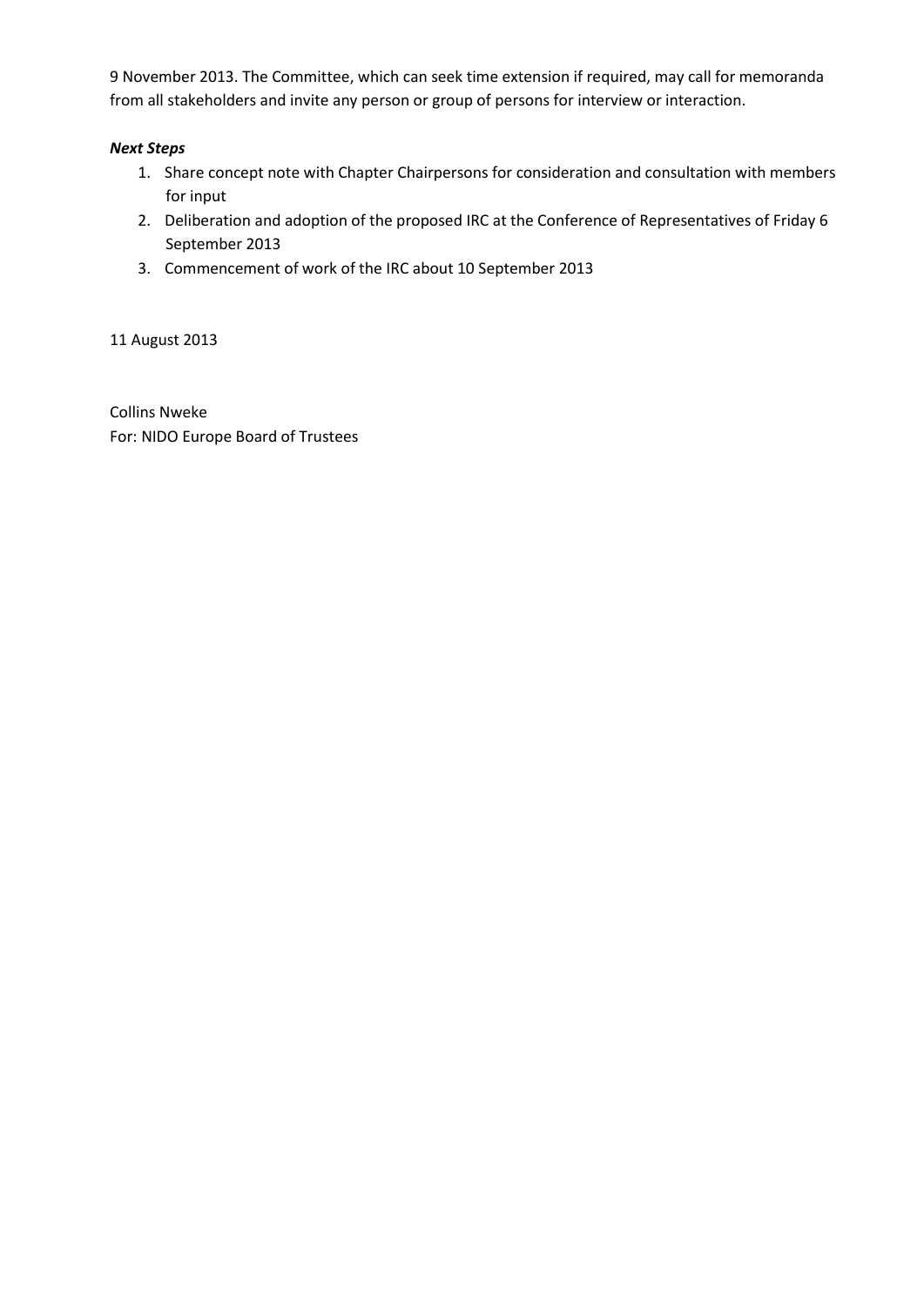9 November 2013. The Committee, which can seek time extension if required, may call for memoranda from all stakeholders and invite any person or group of persons for interview or interaction.

***Next Steps***

1. Share concept note with Chapter Chairpersons for consideration and consultation with members for input
2. Deliberation and adoption of the proposed IRC at the Conference of Representatives of Friday 6 September 2013
3. Commencement of work of the IRC about 10 September 2013

11 August 2013

Collins Nweke
For: NIDO Europe Board of Trustees